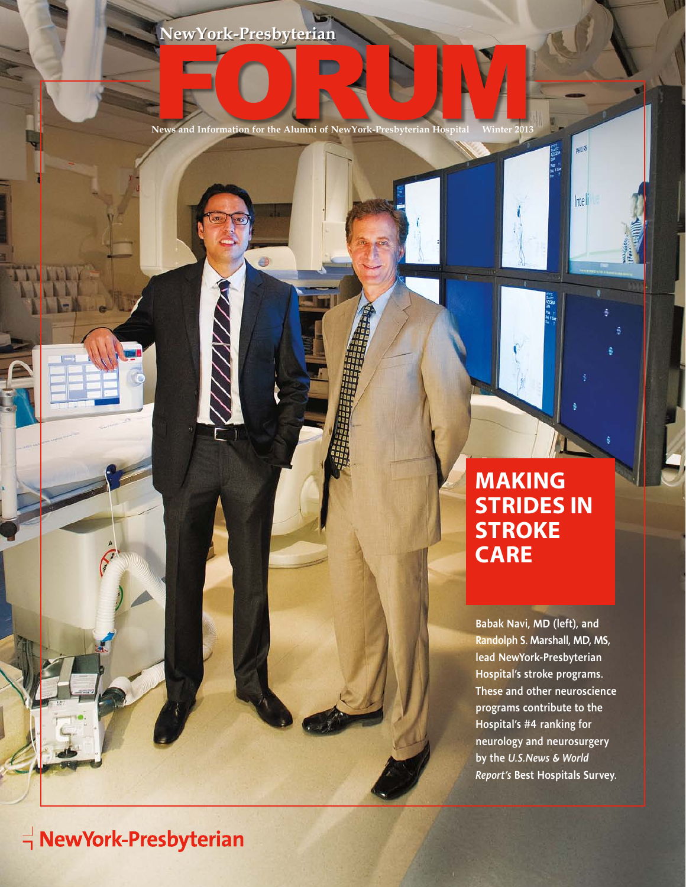NewYork-Presbyterian

# FORUM

News and Information for the Alumni of NewYork-Presbyterian Hospital Winter 2013

## MAKING STRIDES IN STROKE CARE

**Babak Navi, MD (left), and Randolph S. Marshall, MD, MS, lead NewYork-Presbyterian Hospital's stroke programs. These and other neuroscience programs contribute to the Hospital's #4 ranking for neurology and neurosurgery by the *U.S.News & World Report's* Best Hospitals Survey.**

NewYork-Presbyterian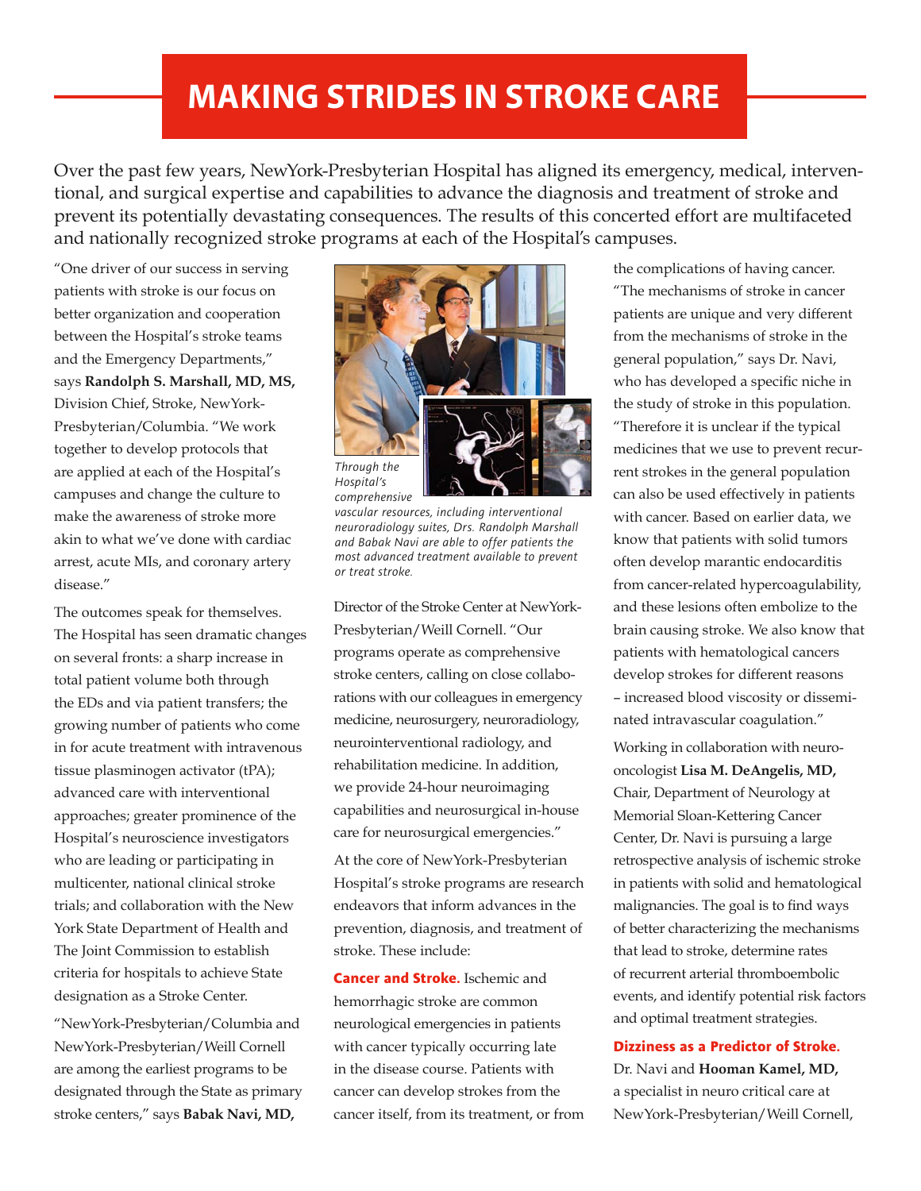# MAKING STRIDES IN STROKE CARE

Over the past few years, NewYork-Presbyterian Hospital has aligned its emergency, medical, interventional, and surgical expertise and capabilities to advance the diagnosis and treatment of stroke and prevent its potentially devastating consequences. The results of this concerted effort are multifaceted and nationally recognized stroke programs at each of the Hospital's campuses.

"One driver of our success in serving patients with stroke is our focus on better organization and cooperation between the Hospital's stroke teams and the Emergency Departments," says **Randolph S. Marshall, MD, MS,** Division Chief, Stroke, NewYork-Presbyterian/Columbia. "We work together to develop protocols that are applied at each of the Hospital's campuses and change the culture to make the awareness of stroke more akin to what we've done with cardiac arrest, acute MIs, and coronary artery disease."

The outcomes speak for themselves. The Hospital has seen dramatic changes on several fronts: a sharp increase in total patient volume both through the EDs and via patient transfers; the growing number of patients who come in for acute treatment with intravenous tissue plasminogen activator (tPA); advanced care with interventional approaches; greater prominence of the Hospital's neuroscience investigators who are leading or participating in multicenter, national clinical stroke trials; and collaboration with the New York State Department of Health and The Joint Commission to establish criteria for hospitals to achieve State designation as a Stroke Center.

"NewYork-Presbyterian/Columbia and NewYork-Presbyterian/Weill Cornell are among the earliest programs to be designated through the State as primary stroke centers," says **Babak Navi, MD,** Director of the Stroke Center at NewYork-Presbyterian/Weill Cornell. "Our programs operate as comprehensive stroke centers, calling on close collaborations with our colleagues in emergency medicine, neurosurgery, neuroradiology, neurointerventional radiology, and rehabilitation medicine. In addition, we provide 24-hour neuroimaging capabilities and neurosurgical in-house care for neurosurgical emergencies."

*Through the Hospital's comprehensive vascular resources, including interventional neuroradiology suites, Drs. Randolph Marshall and Babak Navi are able to offer patients the most advanced treatment available to prevent or treat stroke.*

At the core of NewYork-Presbyterian Hospital's stroke programs are research endeavors that inform advances in the prevention, diagnosis, and treatment of stroke. These include:

**Cancer and Stroke.** Ischemic and hemorrhagic stroke are common neurological emergencies in patients with cancer typically occurring late in the disease course. Patients with cancer can develop strokes from the cancer itself, from its treatment, or from the complications of having cancer. "The mechanisms of stroke in cancer patients are unique and very different from the mechanisms of stroke in the general population," says Dr. Navi, who has developed a specific niche in the study of stroke in this population. "Therefore it is unclear if the typical medicines that we use to prevent recurrent strokes in the general population can also be used effectively in patients with cancer. Based on earlier data, we know that patients with solid tumors often develop marantic endocarditis from cancer-related hypercoagulability, and these lesions often embolize to the brain causing stroke. We also know that patients with hematological cancers develop strokes for different reasons – increased blood viscosity or disseminated intravascular coagulation."

Working in collaboration with neuro-oncologist **Lisa M. DeAngelis, MD,** Chair, Department of Neurology at Memorial Sloan-Kettering Cancer Center, Dr. Navi is pursuing a large retrospective analysis of ischemic stroke in patients with solid and hematological malignancies. The goal is to find ways of better characterizing the mechanisms that lead to stroke, determine rates of recurrent arterial thromboembolic events, and identify potential risk factors and optimal treatment strategies.

**Dizziness as a Predictor of Stroke.** Dr. Navi and **Hooman Kamel, MD,** a specialist in neuro critical care at NewYork-Presbyterian/Weill Cornell,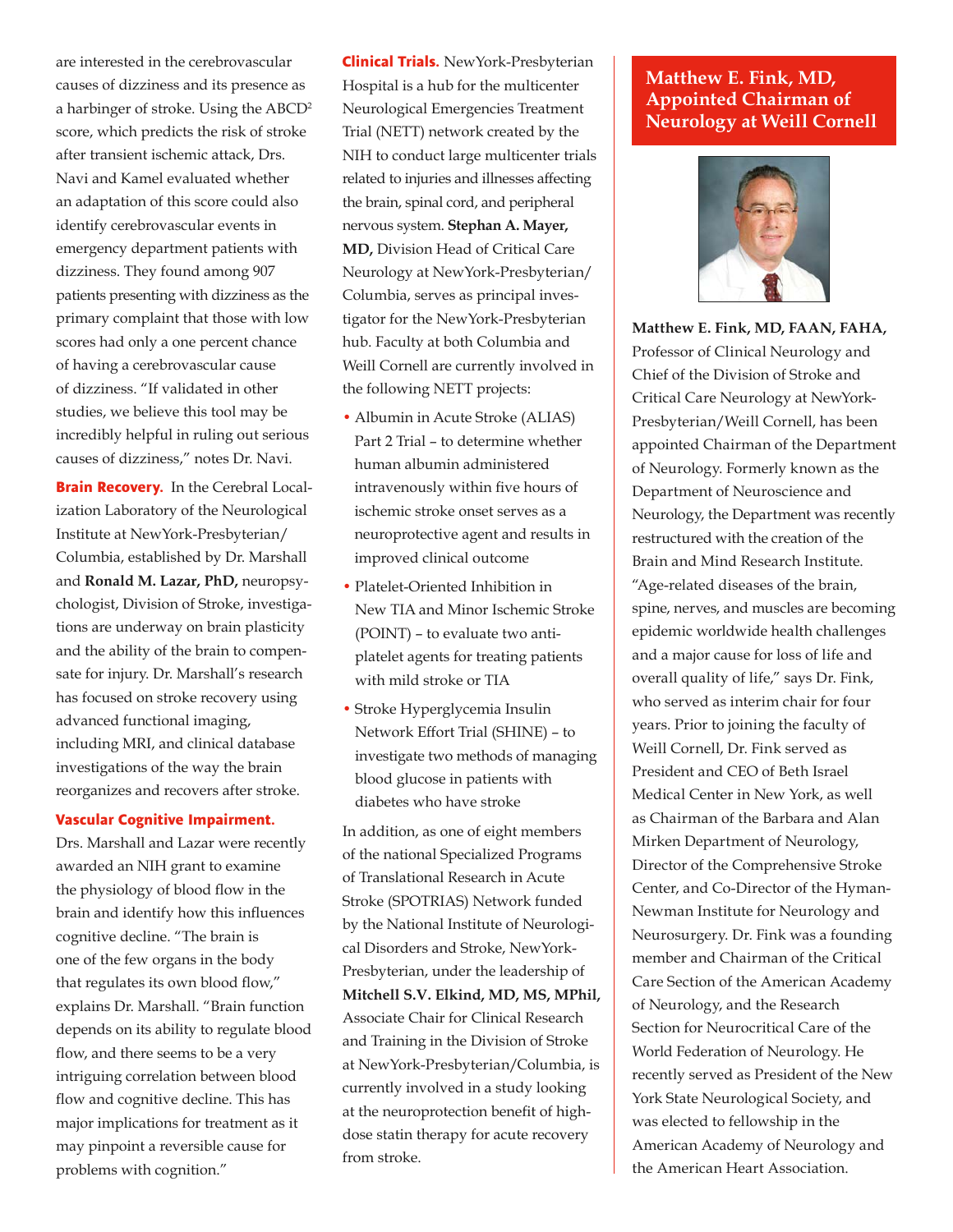are interested in the cerebrovascular causes of dizziness and its presence as a harbinger of stroke. Using the $ABCD^2$ score, which predicts the risk of stroke after transient ischemic attack, Drs. Navi and Kamel evaluated whether an adaptation of this score could also identify cerebrovascular events in emergency department patients with dizziness. They found among 907 patients presenting with dizziness as the primary complaint that those with low scores had only a one percent chance of having a cerebrovascular cause of dizziness. "If validated in other studies, we believe this tool may be incredibly helpful in ruling out serious causes of dizziness," notes Dr. Navi.

**Brain Recovery.** In the Cerebral Localization Laboratory of the Neurological Institute at NewYork-Presbyterian/Columbia, established by Dr. Marshall and **Ronald M. Lazar, PhD,** neuropsychologist, Division of Stroke, investigations are underway on brain plasticity and the ability of the brain to compensate for injury. Dr. Marshall's research has focused on stroke recovery using advanced functional imaging, including MRI, and clinical database investigations of the way the brain reorganizes and recovers after stroke.

**Vascular Cognitive Impairment.** Drs. Marshall and Lazar were recently awarded an NIH grant to examine the physiology of blood flow in the brain and identify how this influences cognitive decline. "The brain is one of the few organs in the body that regulates its own blood flow," explains Dr. Marshall. "Brain function depends on its ability to regulate blood flow, and there seems to be a very intriguing correlation between blood flow and cognitive decline. This has major implications for treatment as it may pinpoint a reversible cause for problems with cognition."

**Clinical Trials.** NewYork-Presbyterian Hospital is a hub for the multicenter Neurological Emergencies Treatment Trial (NETT) network created by the NIH to conduct large multicenter trials related to injuries and illnesses affecting the brain, spinal cord, and peripheral nervous system. **Stephan A. Mayer, MD,** Division Head of Critical Care Neurology at NewYork-Presbyterian/Columbia, serves as principal investigator for the NewYork-Presbyterian hub. Faculty at both Columbia and Weill Cornell are currently involved in the following NETT projects:

- Albumin in Acute Stroke (ALIAS) Part 2 Trial – to determine whether human albumin administered intravenously within five hours of ischemic stroke onset serves as a neuroprotective agent and results in improved clinical outcome
- Platelet-Oriented Inhibition in New TIA and Minor Ischemic Stroke (POINT) – to evaluate two antiplatelet agents for treating patients with mild stroke or TIA
- Stroke Hyperglycemia Insulin Network Effort Trial (SHINE) – to investigate two methods of managing blood glucose in patients with diabetes who have stroke

In addition, as one of eight members of the national Specialized Programs of Translational Research in Acute Stroke (SPOTRIAS) Network funded by the National Institute of Neurological Disorders and Stroke, NewYork-Presbyterian, under the leadership of **Mitchell S.V. Elkind, MD, MS, MPhil,** Associate Chair for Clinical Research and Training in the Division of Stroke at NewYork-Presbyterian/Columbia, is currently involved in a study looking at the neuroprotection benefit of high-dose statin therapy for acute recovery from stroke.

## Matthew E. Fink, MD, Appointed Chairman of Neurology at Weill Cornell

**Matthew E. Fink, MD, FAAN, FAHA,** Professor of Clinical Neurology and Chief of the Division of Stroke and Critical Care Neurology at NewYork-Presbyterian/Weill Cornell, has been appointed Chairman of the Department of Neurology. Formerly known as the Department of Neuroscience and Neurology, the Department was recently restructured with the creation of the Brain and Mind Research Institute. "Age-related diseases of the brain, spine, nerves, and muscles are becoming epidemic worldwide health challenges and a major cause for loss of life and overall quality of life," says Dr. Fink, who served as interim chair for four years. Prior to joining the faculty of Weill Cornell, Dr. Fink served as President and CEO of Beth Israel Medical Center in New York, as well as Chairman of the Barbara and Alan Mirken Department of Neurology, Director of the Comprehensive Stroke Center, and Co-Director of the Hyman-Newman Institute for Neurology and Neurosurgery. Dr. Fink was a founding member and Chairman of the Critical Care Section of the American Academy of Neurology, and the Research Section for Neurocritical Care of the World Federation of Neurology. He recently served as President of the New York State Neurological Society, and was elected to fellowship in the American Academy of Neurology and the American Heart Association.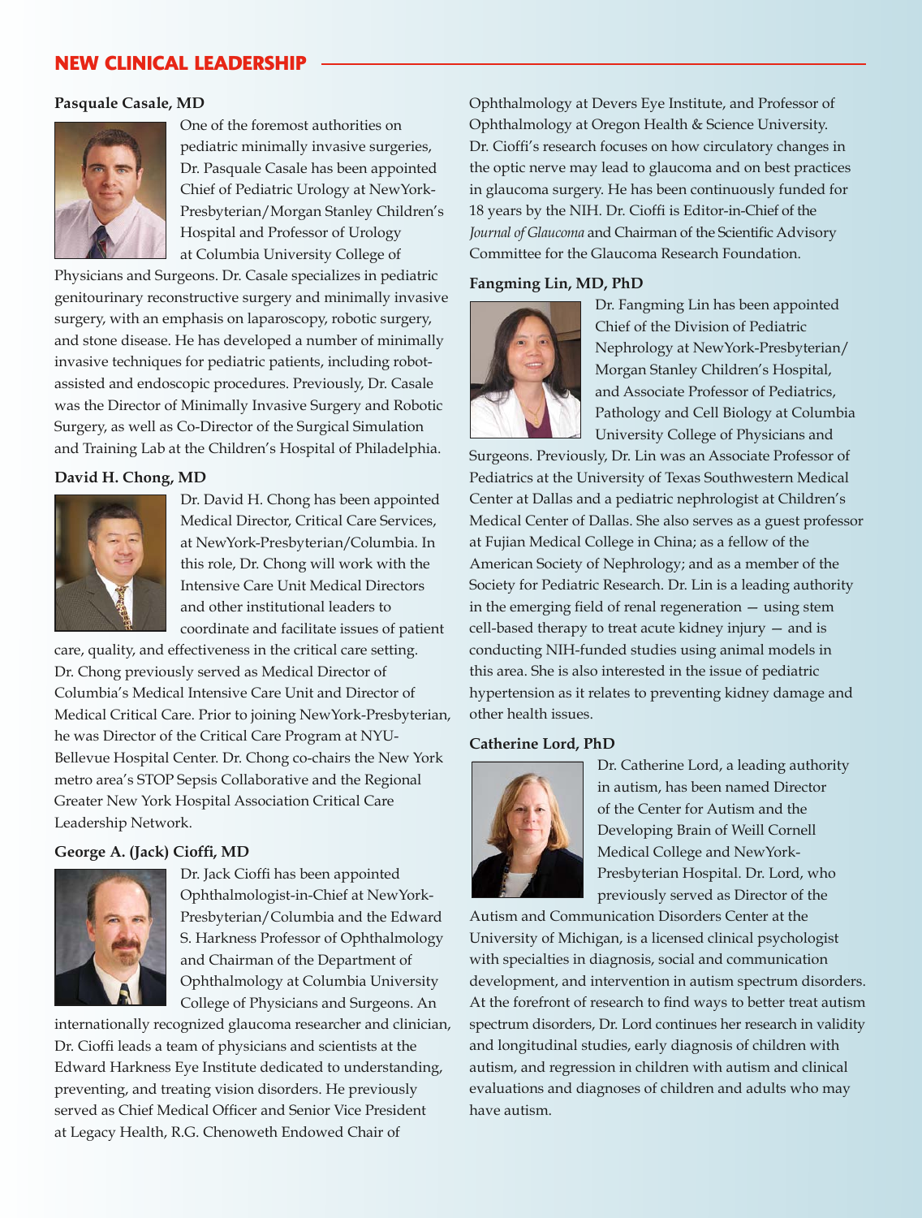## NEW CLINICAL LEADERSHIP

**Pasquale Casale, MD**

One of the foremost authorities on pediatric minimally invasive surgeries, Dr. Pasquale Casale has been appointed Chief of Pediatric Urology at NewYork-Presbyterian/Morgan Stanley Children's Hospital and Professor of Urology at Columbia University College of Physicians and Surgeons. Dr. Casale specializes in pediatric genitourinary reconstructive surgery and minimally invasive surgery, with an emphasis on laparoscopy, robotic surgery, and stone disease. He has developed a number of minimally invasive techniques for pediatric patients, including robot-assisted and endoscopic procedures. Previously, Dr. Casale was the Director of Minimally Invasive Surgery and Robotic Surgery, as well as Co-Director of the Surgical Simulation and Training Lab at the Children's Hospital of Philadelphia.

**David H. Chong, MD**

Dr. David H. Chong has been appointed Medical Director, Critical Care Services, at NewYork-Presbyterian/Columbia. In this role, Dr. Chong will work with the Intensive Care Unit Medical Directors and other institutional leaders to coordinate and facilitate issues of patient care, quality, and effectiveness in the critical care setting. Dr. Chong previously served as Medical Director of Columbia's Medical Intensive Care Unit and Director of Medical Critical Care. Prior to joining NewYork-Presbyterian, he was Director of the Critical Care Program at NYU-Bellevue Hospital Center. Dr. Chong co-chairs the New York metro area's STOP Sepsis Collaborative and the Regional Greater New York Hospital Association Critical Care Leadership Network.

**George A. (Jack) Cioffi, MD**

Dr. Jack Cioffi has been appointed Ophthalmologist-in-Chief at NewYork-Presbyterian/Columbia and the Edward S. Harkness Professor of Ophthalmology and Chairman of the Department of Ophthalmology at Columbia University College of Physicians and Surgeons. An internationally recognized glaucoma researcher and clinician, Dr. Cioffi leads a team of physicians and scientists at the Edward Harkness Eye Institute dedicated to understanding, preventing, and treating vision disorders. He previously served as Chief Medical Officer and Senior Vice President at Legacy Health, R.G. Chenoweth Endowed Chair of Ophthalmology at Devers Eye Institute, and Professor of Ophthalmology at Oregon Health & Science University. Dr. Cioffi's research focuses on how circulatory changes in the optic nerve may lead to glaucoma and on best practices in glaucoma surgery. He has been continuously funded for 18 years by the NIH. Dr. Cioffi is Editor-in-Chief of the *Journal of Glaucoma* and Chairman of the Scientific Advisory Committee for the Glaucoma Research Foundation.

**Fangming Lin, MD, PhD**

Dr. Fangming Lin has been appointed Chief of the Division of Pediatric Nephrology at NewYork-Presbyterian/Morgan Stanley Children's Hospital, and Associate Professor of Pediatrics, Pathology and Cell Biology at Columbia University College of Physicians and Surgeons. Previously, Dr. Lin was an Associate Professor of Pediatrics at the University of Texas Southwestern Medical Center at Dallas and a pediatric nephrologist at Children's Medical Center of Dallas. She also serves as a guest professor at Fujian Medical College in China; as a fellow of the American Society of Nephrology; and as a member of the Society for Pediatric Research. Dr. Lin is a leading authority in the emerging field of renal regeneration — using stem cell-based therapy to treat acute kidney injury — and is conducting NIH-funded studies using animal models in this area. She is also interested in the issue of pediatric hypertension as it relates to preventing kidney damage and other health issues.

**Catherine Lord, PhD**

Dr. Catherine Lord, a leading authority in autism, has been named Director of the Center for Autism and the Developing Brain of Weill Cornell Medical College and NewYork-Presbyterian Hospital. Dr. Lord, who previously served as Director of the Autism and Communication Disorders Center at the University of Michigan, is a licensed clinical psychologist with specialties in diagnosis, social and communication development, and intervention in autism spectrum disorders. At the forefront of research to find ways to better treat autism spectrum disorders, Dr. Lord continues her research in validity and longitudinal studies, early diagnosis of children with autism, and regression in children with autism and clinical evaluations and diagnoses of children and adults who may have autism.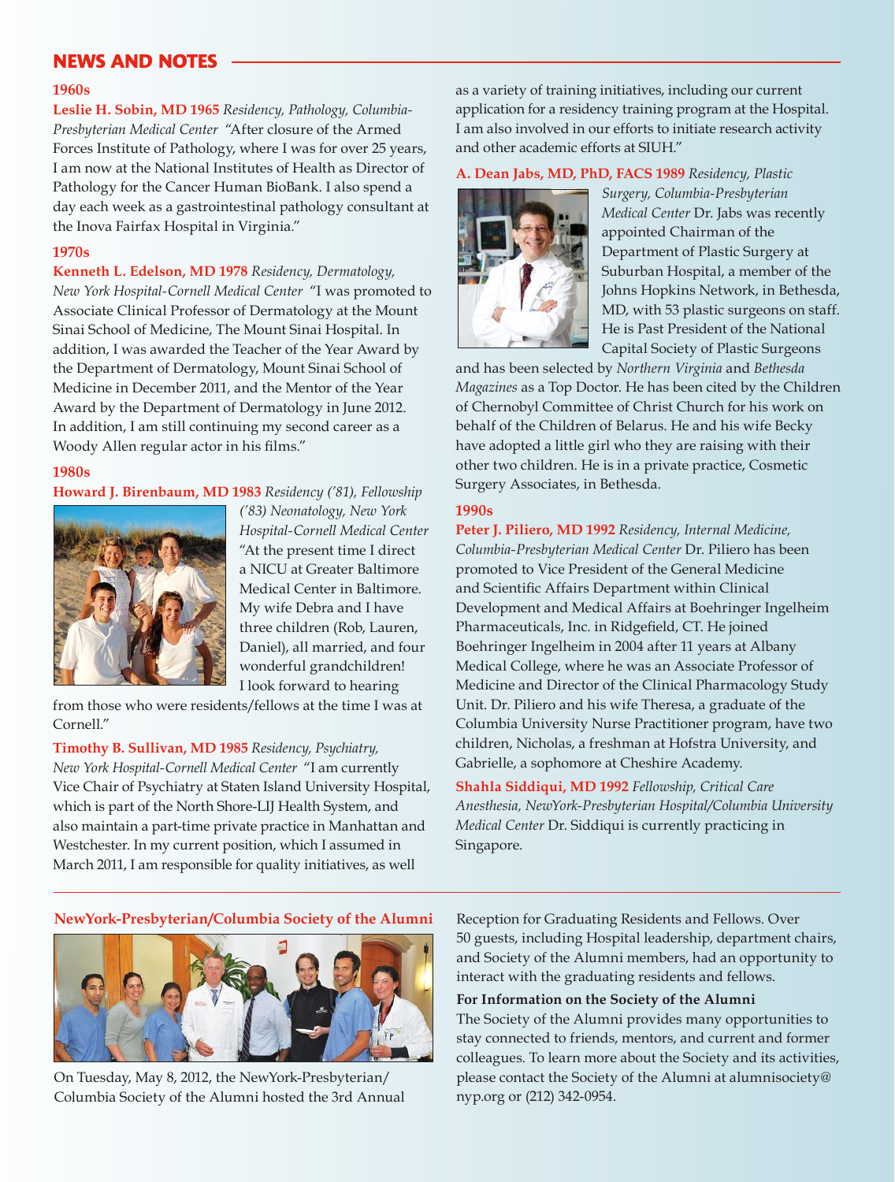## NEWS AND NOTES

### 1960s

**Leslie H. Sobin, MD 1965** *Residency, Pathology, Columbia-Presbyterian Medical Center* "After closure of the Armed Forces Institute of Pathology, where I was for over 25 years, I am now at the National Institutes of Health as Director of Pathology for the Cancer Human BioBank. I also spend a day each week as a gastrointestinal pathology consultant at the Inova Fairfax Hospital in Virginia."

### 1970s

**Kenneth L. Edelson, MD 1978** *Residency, Dermatology, New York Hospital-Cornell Medical Center* "I was promoted to Associate Clinical Professor of Dermatology at the Mount Sinai School of Medicine, The Mount Sinai Hospital. In addition, I was awarded the Teacher of the Year Award by the Department of Dermatology, Mount Sinai School of Medicine in December 2011, and the Mentor of the Year Award by the Department of Dermatology in June 2012. In addition, I am still continuing my second career as a Woody Allen regular actor in his films."

### 1980s

**Howard J. Birenbaum, MD 1983** *Residency ('81), Fellowship ('83) Neonatology, New York Hospital-Cornell Medical Center* "At the present time I direct a NICU at Greater Baltimore Medical Center in Baltimore. My wife Debra and I have three children (Rob, Lauren, Daniel), all married, and four wonderful grandchildren! I look forward to hearing from those who were residents/fellows at the time I was at Cornell."

**Timothy B. Sullivan, MD 1985** *Residency, Psychiatry, New York Hospital-Cornell Medical Center* "I am currently Vice Chair of Psychiatry at Staten Island University Hospital, which is part of the North Shore-LIJ Health System, and also maintain a part-time private practice in Manhattan and Westchester. In my current position, which I assumed in March 2011, I am responsible for quality initiatives, as well as a variety of training initiatives, including our current application for a residency training program at the Hospital. I am also involved in our efforts to initiate research activity and other academic efforts at SIUH."

**A. Dean Jabs, MD, PhD, FACS 1989** *Residency, Plastic Surgery, Columbia-Presbyterian Medical Center* Dr. Jabs was recently appointed Chairman of the Department of Plastic Surgery at Suburban Hospital, a member of the Johns Hopkins Network, in Bethesda, MD, with 53 plastic surgeons on staff. He is Past President of the National Capital Society of Plastic Surgeons and has been selected by *Northern Virginia* and *Bethesda Magazines* as a Top Doctor. He has been cited by the Children of Chernobyl Committee of Christ Church for his work on behalf of the Children of Belarus. He and his wife Becky have adopted a little girl who they are raising with their other two children. He is in a private practice, Cosmetic Surgery Associates, in Bethesda.

### 1990s

**Peter J. Piliero, MD 1992** *Residency, Internal Medicine, Columbia-Presbyterian Medical Center* Dr. Piliero has been promoted to Vice President of the General Medicine and Scientific Affairs Department within Clinical Development and Medical Affairs at Boehringer Ingelheim Pharmaceuticals, Inc. in Ridgefield, CT. He joined Boehringer Ingelheim in 2004 after 11 years at Albany Medical College, where he was an Associate Professor of Medicine and Director of the Clinical Pharmacology Study Unit. Dr. Piliero and his wife Theresa, a graduate of the Columbia University Nurse Practitioner program, have two children, Nicholas, a freshman at Hofstra University, and Gabrielle, a sophomore at Cheshire Academy.

**Shahla Siddiqui, MD 1992** *Fellowship, Critical Care Anesthesia, NewYork-Presbyterian Hospital/Columbia University Medical Center* Dr. Siddiqui is currently practicing in Singapore.

---

### NewYork-Presbyterian/Columbia Society of the Alumni

On Tuesday, May 8, 2012, the NewYork-Presbyterian/Columbia Society of the Alumni hosted the 3rd Annual Reception for Graduating Residents and Fellows. Over 50 guests, including Hospital leadership, department chairs, and Society of the Alumni members, had an opportunity to interact with the graduating residents and fellows.

**For Information on the Society of the Alumni**

The Society of the Alumni provides many opportunities to stay connected to friends, mentors, and current and former colleagues. To learn more about the Society and its activities, please contact the Society of the Alumni at alumnisociety@nyp.org or (212) 342-0954.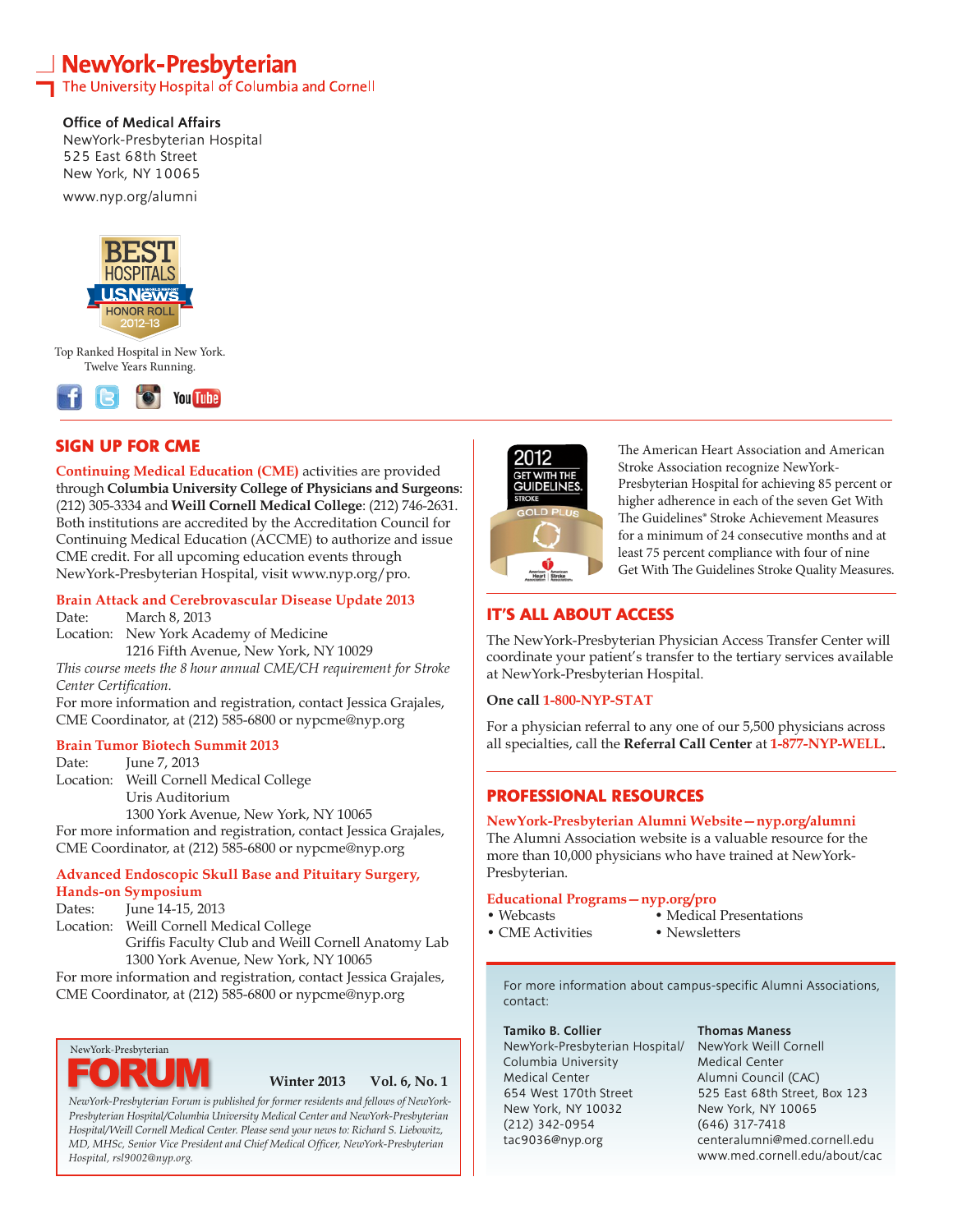NewYork-Presbyterian
The University Hospital of Columbia and Cornell

**Office of Medical Affairs**
NewYork-Presbyterian Hospital
525 East 68th Street
New York, NY 10065

www.nyp.org/alumni

Top Ranked Hospital in New York.
Twelve Years Running.

## SIGN UP FOR CME

**Continuing Medical Education (CME)** activities are provided through **Columbia University College of Physicians and Surgeons**: (212) 305-3334 and **Weill Cornell Medical College**: (212) 746-2631. Both institutions are accredited by the Accreditation Council for Continuing Medical Education (ACCME) to authorize and issue CME credit. For all upcoming education events through NewYork-Presbyterian Hospital, visit www.nyp.org/pro.

### Brain Attack and Cerebrovascular Disease Update 2013

Date: March 8, 2013
Location: New York Academy of Medicine
1216 Fifth Avenue, New York, NY 10029

*This course meets the 8 hour annual CME/CH requirement for Stroke Center Certification.*

For more information and registration, contact Jessica Grajales, CME Coordinator, at (212) 585-6800 or nypcme@nyp.org

### Brain Tumor Biotech Summit 2013

Date: June 7, 2013
Location: Weill Cornell Medical College
Uris Auditorium
1300 York Avenue, New York, NY 10065

For more information and registration, contact Jessica Grajales, CME Coordinator, at (212) 585-6800 or nypcme@nyp.org

### Advanced Endoscopic Skull Base and Pituitary Surgery, Hands-on Symposium

Dates: June 14-15, 2013
Location: Weill Cornell Medical College
Griffis Faculty Club and Weill Cornell Anatomy Lab
1300 York Avenue, New York, NY 10065

For more information and registration, contact Jessica Grajales, CME Coordinator, at (212) 585-6800 or nypcme@nyp.org

NewYork-Presbyterian **FORUM** Winter 2013 Vol. 6, No. 1

*NewYork-Presbyterian Forum is published for former residents and fellows of NewYork-Presbyterian Hospital/Columbia University Medical Center and NewYork-Presbyterian Hospital/Weill Cornell Medical Center. Please send your news to: Richard S. Liebowitz, MD, MHSc, Senior Vice President and Chief Medical Officer, NewYork-Presbyterian Hospital, rsl9002@nyp.org.*

The American Heart Association and American Stroke Association recognize NewYork-Presbyterian Hospital for achieving 85 percent or higher adherence in each of the seven Get With The Guidelines® Stroke Achievement Measures for a minimum of 24 consecutive months and at least 75 percent compliance with four of nine Get With The Guidelines Stroke Quality Measures.

## IT'S ALL ABOUT ACCESS

The NewYork-Presbyterian Physician Access Transfer Center will coordinate your patient's transfer to the tertiary services available at NewYork-Presbyterian Hospital.

**One call 1-800-NYP-STAT**

For a physician referral to any one of our 5,500 physicians across all specialties, call the **Referral Call Center** at **1-877-NYP-WELL.**

## PROFESSIONAL RESOURCES

**NewYork-Presbyterian Alumni Website — nyp.org/alumni**
The Alumni Association website is a valuable resource for the more than 10,000 physicians who have trained at NewYork-Presbyterian.

**Educational Programs — nyp.org/pro**

- Webcasts
- CME Activities
- Medical Presentations
- Newsletters

For more information about campus-specific Alumni Associations, contact:

**Tamiko B. Collier**
NewYork-Presbyterian Hospital/
Columbia University
Medical Center
654 West 170th Street
New York, NY 10032
(212) 342-0954
tac9036@nyp.org

**Thomas Maness**
NewYork Weill Cornell
Medical Center
Alumni Council (CAC)
525 East 68th Street, Box 123
New York, NY 10065
(646) 317-7418
centeralumni@med.cornell.edu
www.med.cornell.edu/about/cac